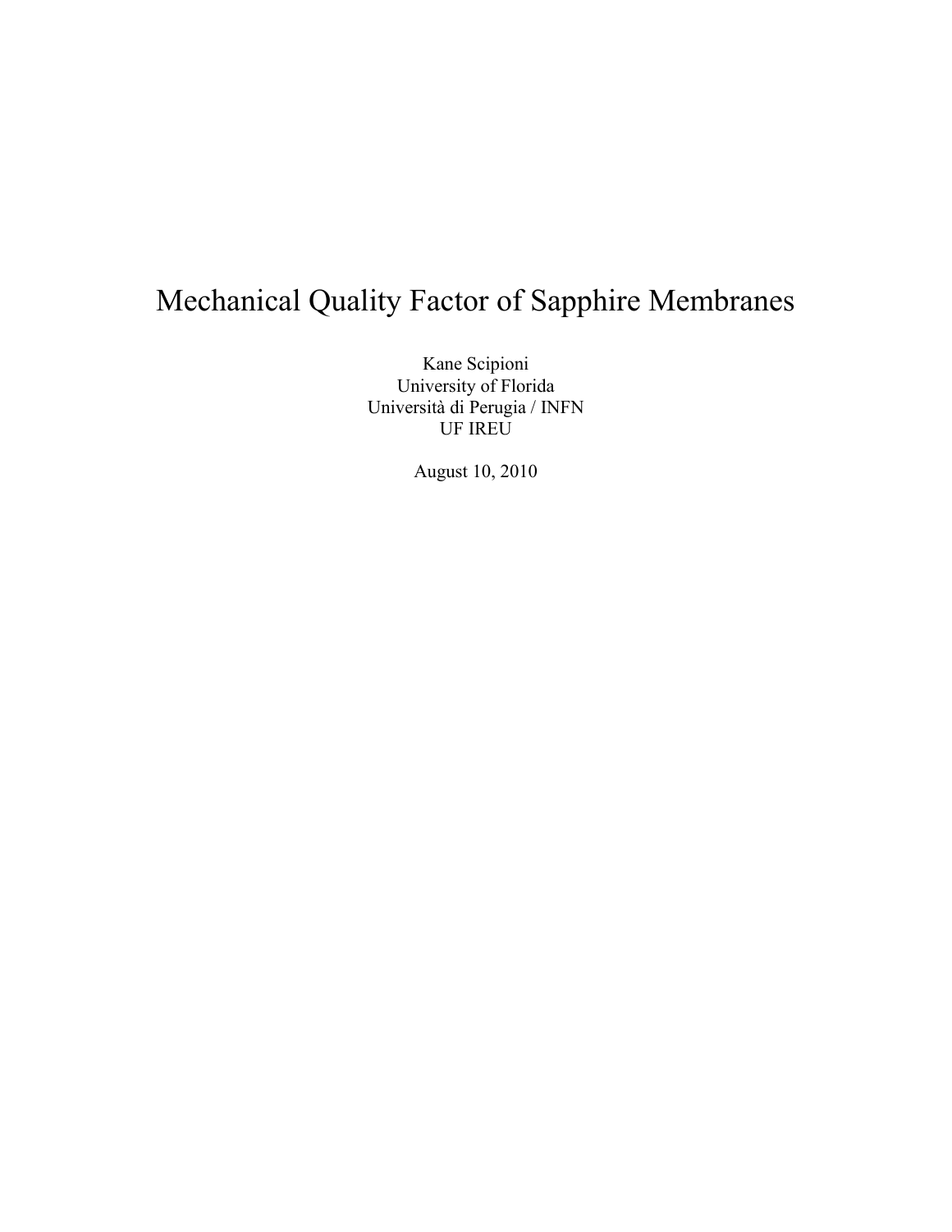# Mechanical Quality Factor of Sapphire Membranes

Kane Scipioni
University of Florida
Università di Perugia / INFN
UF IREU

August 10, 2010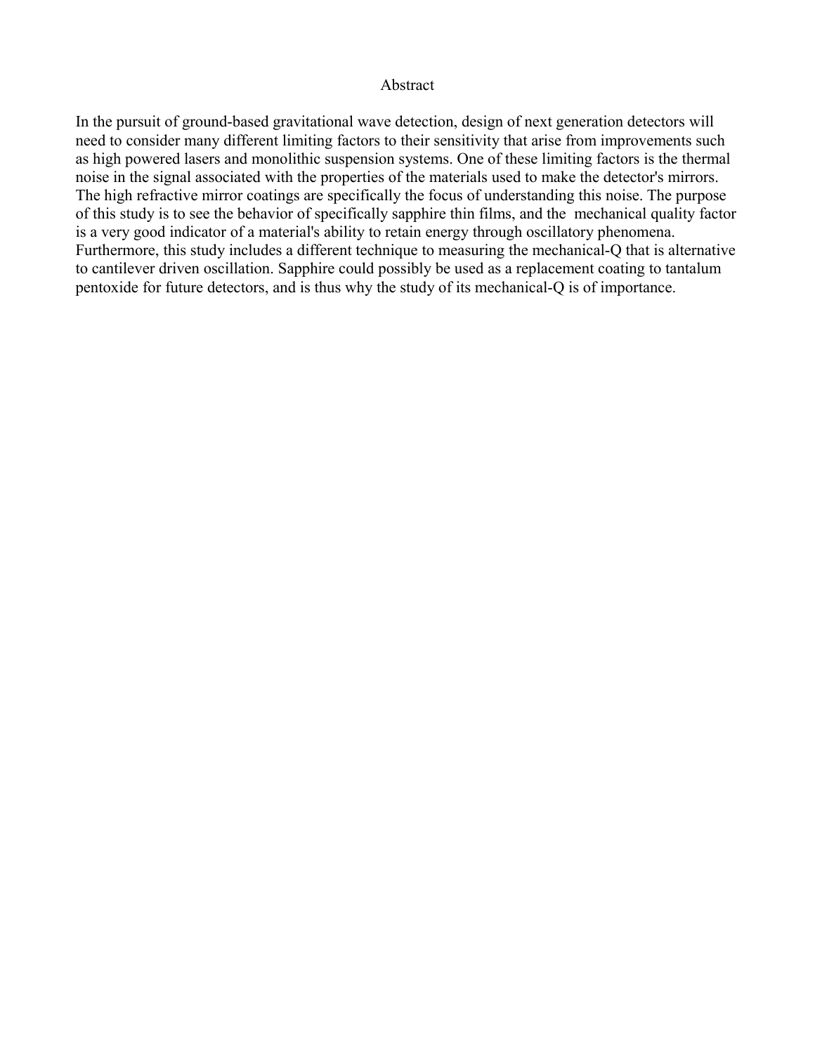## Abstract

In the pursuit of ground-based gravitational wave detection, design of next generation detectors will need to consider many different limiting factors to their sensitivity that arise from improvements such as high powered lasers and monolithic suspension systems. One of these limiting factors is the thermal noise in the signal associated with the properties of the materials used to make the detector's mirrors. The high refractive mirror coatings are specifically the focus of understanding this noise. The purpose of this study is to see the behavior of specifically sapphire thin films, and the mechanical quality factor is a very good indicator of a material's ability to retain energy through oscillatory phenomena. Furthermore, this study includes a different technique to measuring the mechanical-Q that is alternative to cantilever driven oscillation. Sapphire could possibly be used as a replacement coating to tantalum pentoxide for future detectors, and is thus why the study of its mechanical-Q is of importance.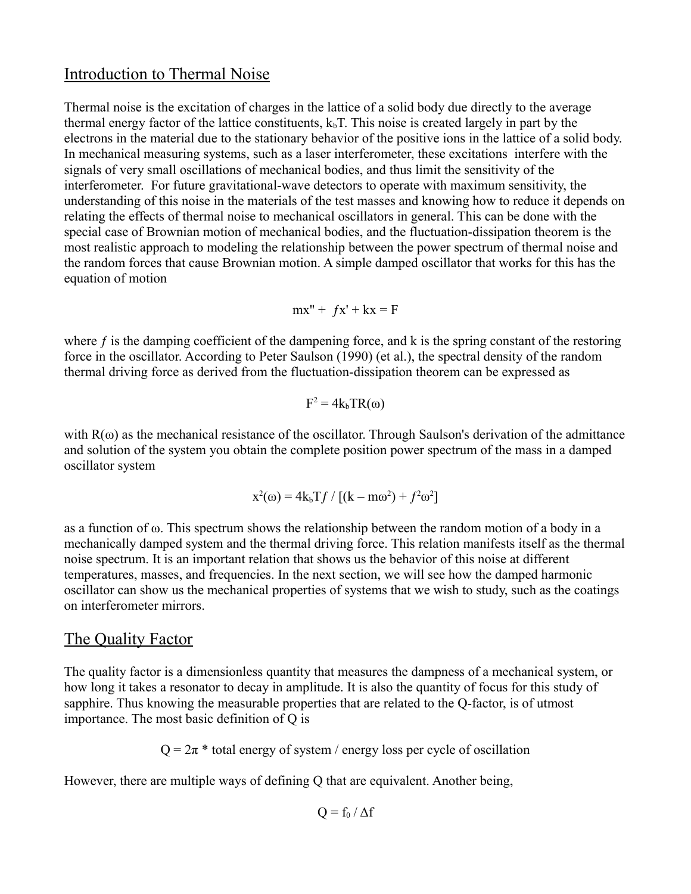## Introduction to Thermal Noise

Thermal noise is the excitation of charges in the lattice of a solid body due directly to the average thermal energy factor of the lattice constituents, $k_bT$. This noise is created largely in part by the electrons in the material due to the stationary behavior of the positive ions in the lattice of a solid body. In mechanical measuring systems, such as a laser interferometer, these excitations interfere with the signals of very small oscillations of mechanical bodies, and thus limit the sensitivity of the interferometer. For future gravitational-wave detectors to operate with maximum sensitivity, the understanding of this noise in the materials of the test masses and knowing how to reduce it depends on relating the effects of thermal noise to mechanical oscillators in general. This can be done with the special case of Brownian motion of mechanical bodies, and the fluctuation-dissipation theorem is the most realistic approach to modeling the relationship between the power spectrum of thermal noise and the random forces that cause Brownian motion. A simple damped oscillator that works for this has the equation of motion

$$mx'' + fx' + kx = F$$

where $f$ is the damping coefficient of the dampening force, and k is the spring constant of the restoring force in the oscillator. According to Peter Saulson (1990) (et al.), the spectral density of the random thermal driving force as derived from the fluctuation-dissipation theorem can be expressed as

$$F^2 = 4k_bTR(\omega)$$

with $R(\omega)$ as the mechanical resistance of the oscillator. Through Saulson's derivation of the admittance and solution of the system you obtain the complete position power spectrum of the mass in a damped oscillator system

$$x^2(\omega) = 4k_bTf \,/\, [(k - m\omega^2) + f^2\omega^2]$$

as a function of $\omega$. This spectrum shows the relationship between the random motion of a body in a mechanically damped system and the thermal driving force. This relation manifests itself as the thermal noise spectrum. It is an important relation that shows us the behavior of this noise at different temperatures, masses, and frequencies. In the next section, we will see how the damped harmonic oscillator can show us the mechanical properties of systems that we wish to study, such as the coatings on interferometer mirrors.

## The Quality Factor

The quality factor is a dimensionless quantity that measures the dampness of a mechanical system, or how long it takes a resonator to decay in amplitude. It is also the quantity of focus for this study of sapphire. Thus knowing the measurable properties that are related to the Q-factor, is of utmost importance. The most basic definition of Q is

$$Q = 2\pi * \text{total energy of system} \,/\, \text{energy loss per cycle of oscillation}$$

However, there are multiple ways of defining Q that are equivalent. Another being,

$$Q = f_0 \,/\, \Delta f$$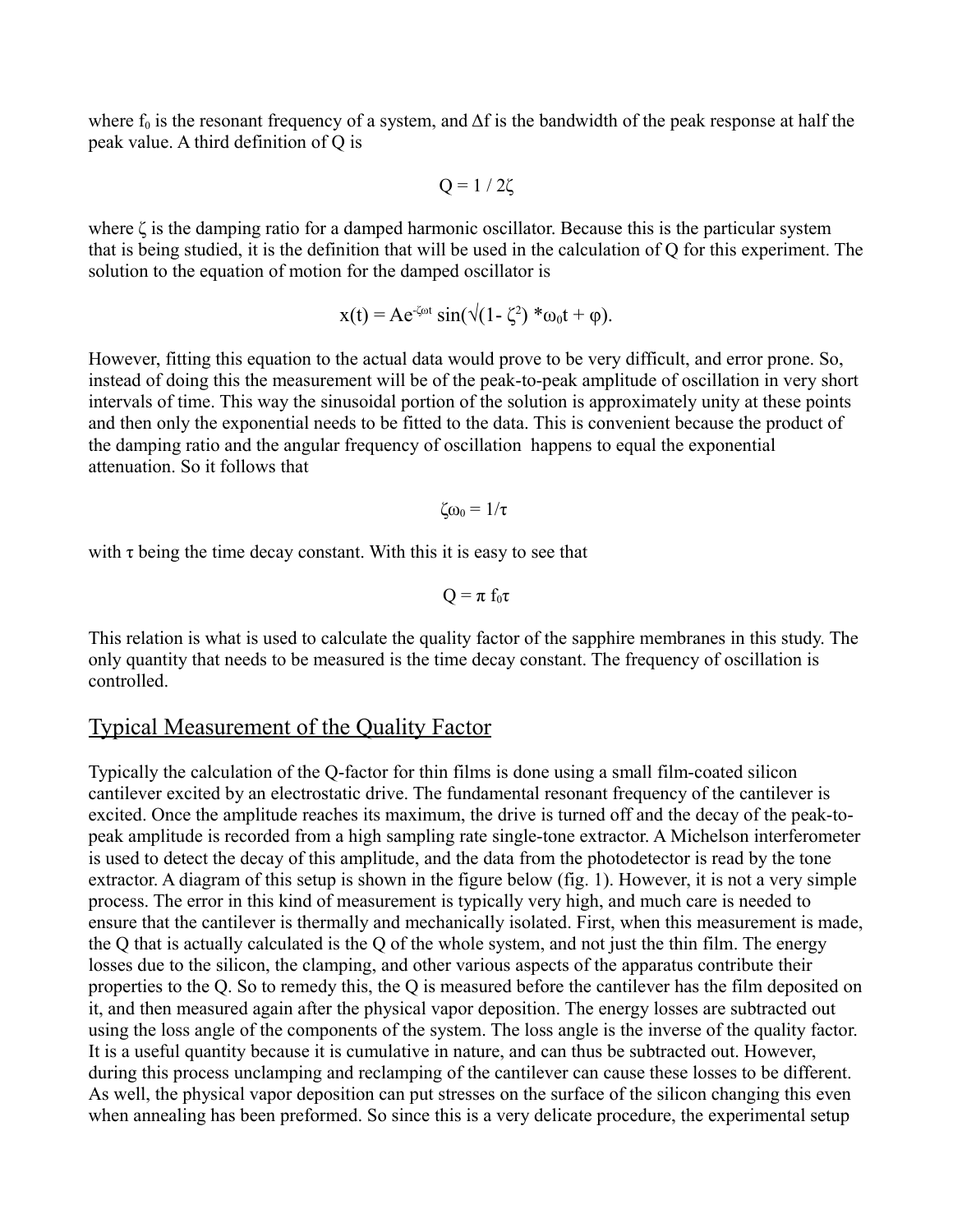where $f_0$ is the resonant frequency of a system, and $\Delta f$ is the bandwidth of the peak response at half the peak value. A third definition of Q is

$$Q = 1 / 2\zeta$$

where $\zeta$ is the damping ratio for a damped harmonic oscillator. Because this is the particular system that is being studied, it is the definition that will be used in the calculation of Q for this experiment. The solution to the equation of motion for the damped oscillator is

$$x(t) = Ae^{-\zeta\omega t} \sin(\sqrt{(1- \zeta^2)} * \omega_0 t + \varphi).$$

However, fitting this equation to the actual data would prove to be very difficult, and error prone. So, instead of doing this the measurement will be of the peak-to-peak amplitude of oscillation in very short intervals of time. This way the sinusoidal portion of the solution is approximately unity at these points and then only the exponential needs to be fitted to the data. This is convenient because the product of the damping ratio and the angular frequency of oscillation happens to equal the exponential attenuation. So it follows that

$$\zeta\omega_0 = 1/\tau$$

with $\tau$ being the time decay constant. With this it is easy to see that

$$Q = \pi f_0 \tau$$

This relation is what is used to calculate the quality factor of the sapphire membranes in this study. The only quantity that needs to be measured is the time decay constant. The frequency of oscillation is controlled.

## Typical Measurement of the Quality Factor

Typically the calculation of the Q-factor for thin films is done using a small film-coated silicon cantilever excited by an electrostatic drive. The fundamental resonant frequency of the cantilever is excited. Once the amplitude reaches its maximum, the drive is turned off and the decay of the peak-to-peak amplitude is recorded from a high sampling rate single-tone extractor. A Michelson interferometer is used to detect the decay of this amplitude, and the data from the photodetector is read by the tone extractor. A diagram of this setup is shown in the figure below (fig. 1). However, it is not a very simple process. The error in this kind of measurement is typically very high, and much care is needed to ensure that the cantilever is thermally and mechanically isolated. First, when this measurement is made, the Q that is actually calculated is the Q of the whole system, and not just the thin film. The energy losses due to the silicon, the clamping, and other various aspects of the apparatus contribute their properties to the Q. So to remedy this, the Q is measured before the cantilever has the film deposited on it, and then measured again after the physical vapor deposition. The energy losses are subtracted out using the loss angle of the components of the system. The loss angle is the inverse of the quality factor. It is a useful quantity because it is cumulative in nature, and can thus be subtracted out. However, during this process unclamping and reclamping of the cantilever can cause these losses to be different. As well, the physical vapor deposition can put stresses on the surface of the silicon changing this even when annealing has been preformed. So since this is a very delicate procedure, the experimental setup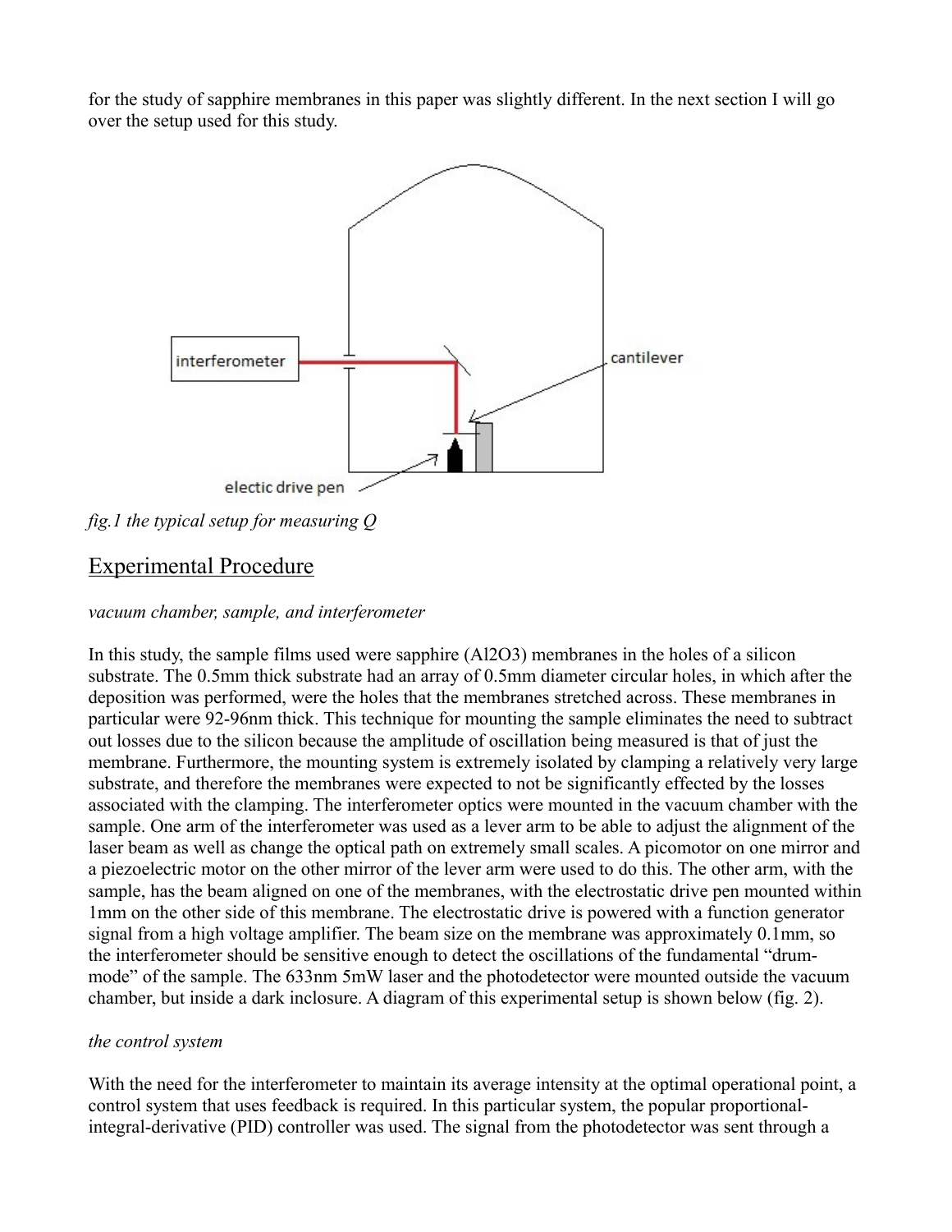for the study of sapphire membranes in this paper was slightly different. In the next section I will go over the setup used for this study.

*fig.1 the typical setup for measuring Q*

## Experimental Procedure

*vacuum chamber, sample, and interferometer*

In this study, the sample films used were sapphire ($Al_2O_3$) membranes in the holes of a silicon substrate. The 0.5mm thick substrate had an array of 0.5mm diameter circular holes, in which after the deposition was performed, were the holes that the membranes stretched across. These membranes in particular were 92-96nm thick. This technique for mounting the sample eliminates the need to subtract out losses due to the silicon because the amplitude of oscillation being measured is that of just the membrane. Furthermore, the mounting system is extremely isolated by clamping a relatively very large substrate, and therefore the membranes were expected to not be significantly effected by the losses associated with the clamping. The interferometer optics were mounted in the vacuum chamber with the sample. One arm of the interferometer was used as a lever arm to be able to adjust the alignment of the laser beam as well as change the optical path on extremely small scales. A picomotor on one mirror and a piezoelectric motor on the other mirror of the lever arm were used to do this. The other arm, with the sample, has the beam aligned on one of the membranes, with the electrostatic drive pen mounted within 1mm on the other side of this membrane. The electrostatic drive is powered with a function generator signal from a high voltage amplifier. The beam size on the membrane was approximately 0.1mm, so the interferometer should be sensitive enough to detect the oscillations of the fundamental "drum-mode" of the sample. The 633nm 5mW laser and the photodetector were mounted outside the vacuum chamber, but inside a dark inclosure. A diagram of this experimental setup is shown below (fig. 2).

*the control system*

With the need for the interferometer to maintain its average intensity at the optimal operational point, a control system that uses feedback is required. In this particular system, the popular proportional-integral-derivative (PID) controller was used. The signal from the photodetector was sent through a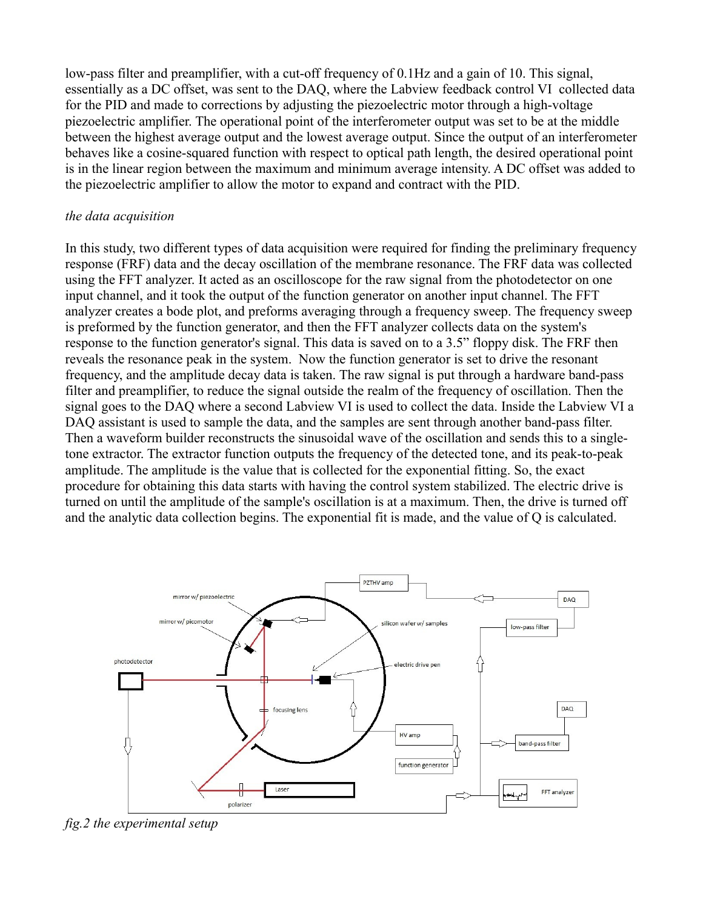low-pass filter and preamplifier, with a cut-off frequency of 0.1Hz and a gain of 10. This signal, essentially as a DC offset, was sent to the DAQ, where the Labview feedback control VI collected data for the PID and made to corrections by adjusting the piezoelectric motor through a high-voltage piezoelectric amplifier. The operational point of the interferometer output was set to be at the middle between the highest average output and the lowest average output. Since the output of an interferometer behaves like a cosine-squared function with respect to optical path length, the desired operational point is in the linear region between the maximum and minimum average intensity. A DC offset was added to the piezoelectric amplifier to allow the motor to expand and contract with the PID.

*the data acquisition*

In this study, two different types of data acquisition were required for finding the preliminary frequency response (FRF) data and the decay oscillation of the membrane resonance. The FRF data was collected using the FFT analyzer. It acted as an oscilloscope for the raw signal from the photodetector on one input channel, and it took the output of the function generator on another input channel. The FFT analyzer creates a bode plot, and preforms averaging through a frequency sweep. The frequency sweep is preformed by the function generator, and then the FFT analyzer collects data on the system's response to the function generator's signal. This data is saved on to a 3.5" floppy disk. The FRF then reveals the resonance peak in the system. Now the function generator is set to drive the resonant frequency, and the amplitude decay data is taken. The raw signal is put through a hardware band-pass filter and preamplifier, to reduce the signal outside the realm of the frequency of oscillation. Then the signal goes to the DAQ where a second Labview VI is used to collect the data. Inside the Labview VI a DAQ assistant is used to sample the data, and the samples are sent through another band-pass filter. Then a waveform builder reconstructs the sinusoidal wave of the oscillation and sends this to a single-tone extractor. The extractor function outputs the frequency of the detected tone, and its peak-to-peak amplitude. The amplitude is the value that is collected for the exponential fitting. So, the exact procedure for obtaining this data starts with having the control system stabilized. The electric drive is turned on until the amplitude of the sample's oscillation is at a maximum. Then, the drive is turned off and the analytic data collection begins. The exponential fit is made, and the value of Q is calculated.

*fig.2 the experimental setup*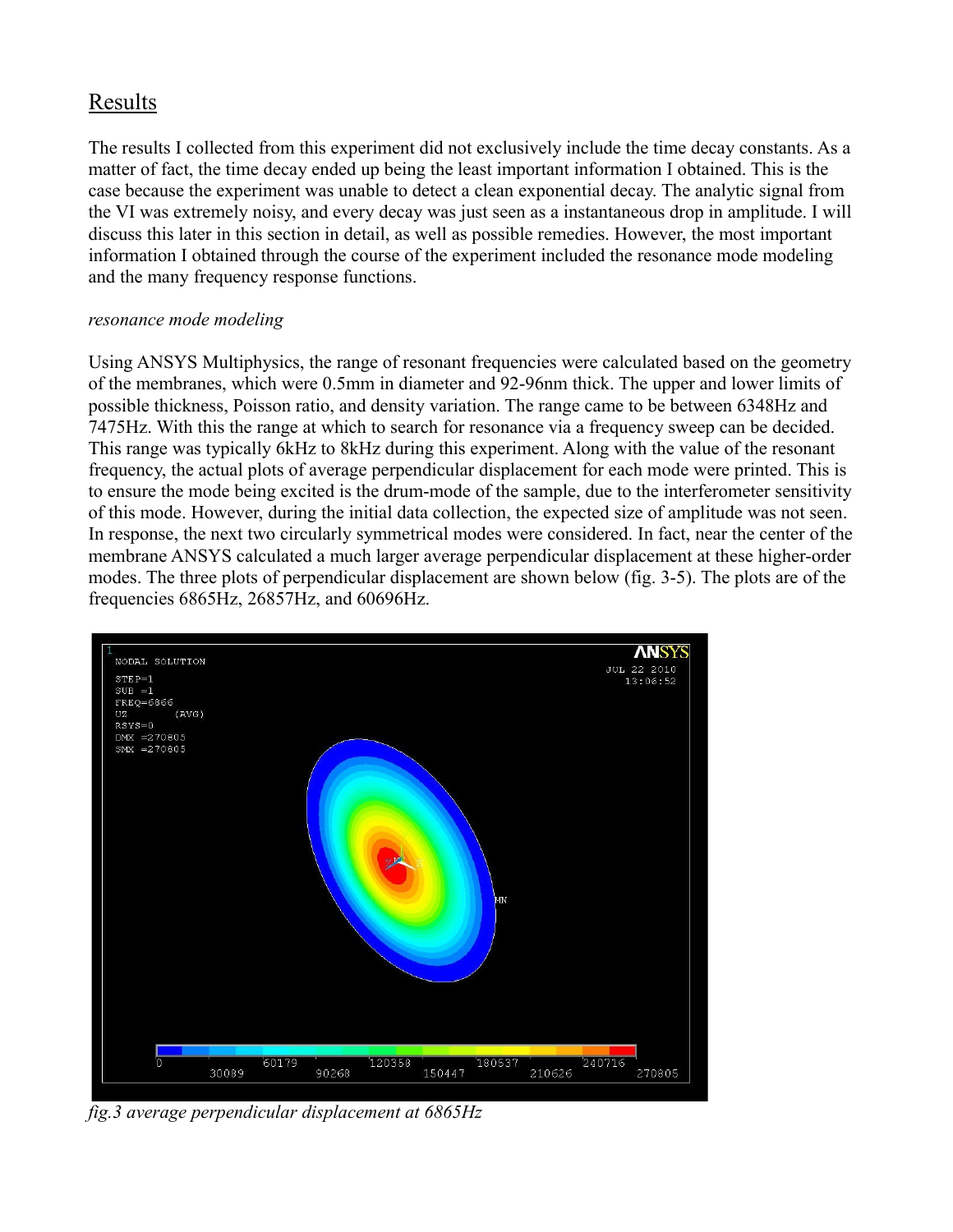# Results

The results I collected from this experiment did not exclusively include the time decay constants. As a matter of fact, the time decay ended up being the least important information I obtained. This is the case because the experiment was unable to detect a clean exponential decay. The analytic signal from the VI was extremely noisy, and every decay was just seen as a instantaneous drop in amplitude. I will discuss this later in this section in detail, as well as possible remedies. However, the most important information I obtained through the course of the experiment included the resonance mode modeling and the many frequency response functions.

*resonance mode modeling*

Using ANSYS Multiphysics, the range of resonant frequencies were calculated based on the geometry of the membranes, which were 0.5mm in diameter and 92-96nm thick. The upper and lower limits of possible thickness, Poisson ratio, and density variation. The range came to be between 6348Hz and 7475Hz. With this the range at which to search for resonance via a frequency sweep can be decided. This range was typically 6kHz to 8kHz during this experiment. Along with the value of the resonant frequency, the actual plots of average perpendicular displacement for each mode were printed. This is to ensure the mode being excited is the drum-mode of the sample, due to the interferometer sensitivity of this mode. However, during the initial data collection, the expected size of amplitude was not seen. In response, the next two circularly symmetrical modes were considered. In fact, near the center of the membrane ANSYS calculated a much larger average perpendicular displacement at these higher-order modes. The three plots of perpendicular displacement are shown below (fig. 3-5). The plots are of the frequencies 6865Hz, 26857Hz, and 60696Hz.

*fig.3 average perpendicular displacement at 6865Hz*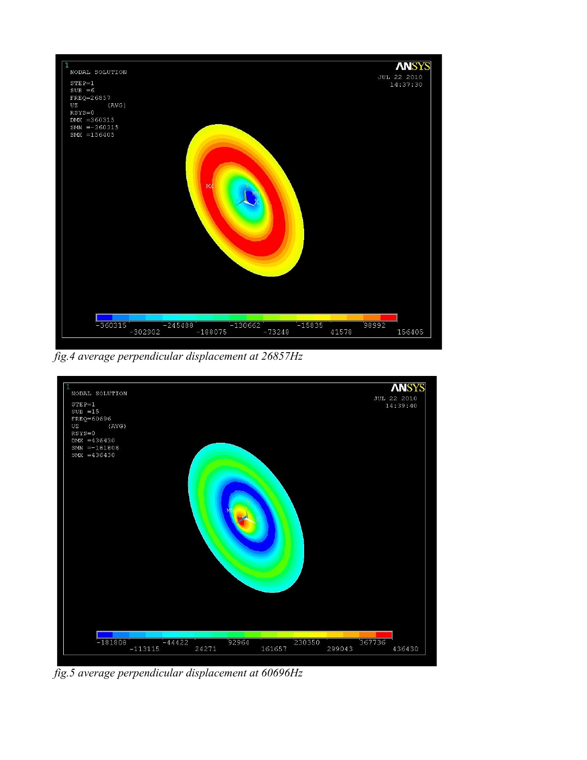*fig.4 average perpendicular displacement at 26857Hz*

*fig.5 average perpendicular displacement at 60696Hz*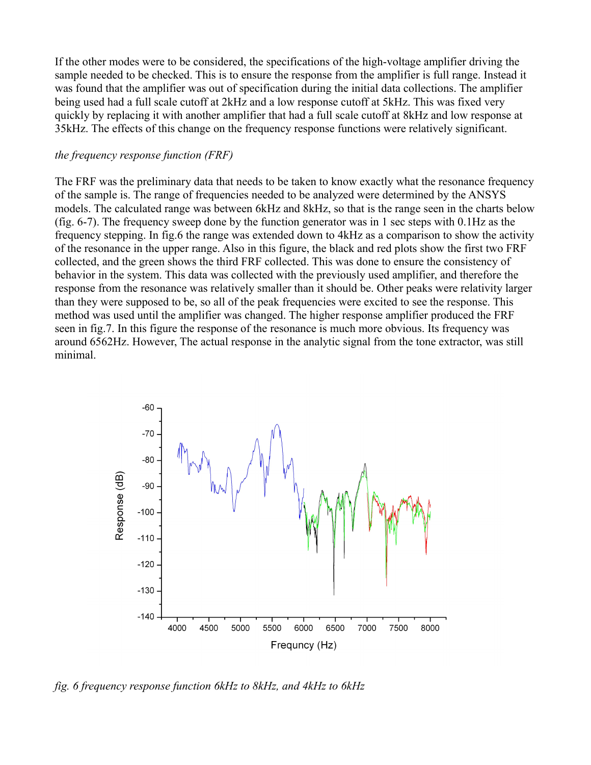If the other modes were to be considered, the specifications of the high-voltage amplifier driving the sample needed to be checked. This is to ensure the response from the amplifier is full range. Instead it was found that the amplifier was out of specification during the initial data collections. The amplifier being used had a full scale cutoff at 2kHz and a low response cutoff at 5kHz. This was fixed very quickly by replacing it with another amplifier that had a full scale cutoff at 8kHz and low response at 35kHz. The effects of this change on the frequency response functions were relatively significant.

*the frequency response function (FRF)*

The FRF was the preliminary data that needs to be taken to know exactly what the resonance frequency of the sample is. The range of frequencies needed to be analyzed were determined by the ANSYS models. The calculated range was between 6kHz and 8kHz, so that is the range seen in the charts below (fig. 6-7). The frequency sweep done by the function generator was in 1 sec steps with 0.1Hz as the frequency stepping. In fig.6 the range was extended down to 4kHz as a comparison to show the activity of the resonance in the upper range. Also in this figure, the black and red plots show the first two FRF collected, and the green shows the third FRF collected. This was done to ensure the consistency of behavior in the system. This data was collected with the previously used amplifier, and therefore the response from the resonance was relatively smaller than it should be. Other peaks were relativity larger than they were supposed to be, so all of the peak frequencies were excited to see the response. This method was used until the amplifier was changed. The higher response amplifier produced the FRF seen in fig.7. In this figure the response of the resonance is much more obvious. Its frequency was around 6562Hz. However, The actual response in the analytic signal from the tone extractor, was still minimal.

*fig. 6 frequency response function 6kHz to 8kHz, and 4kHz to 6kHz*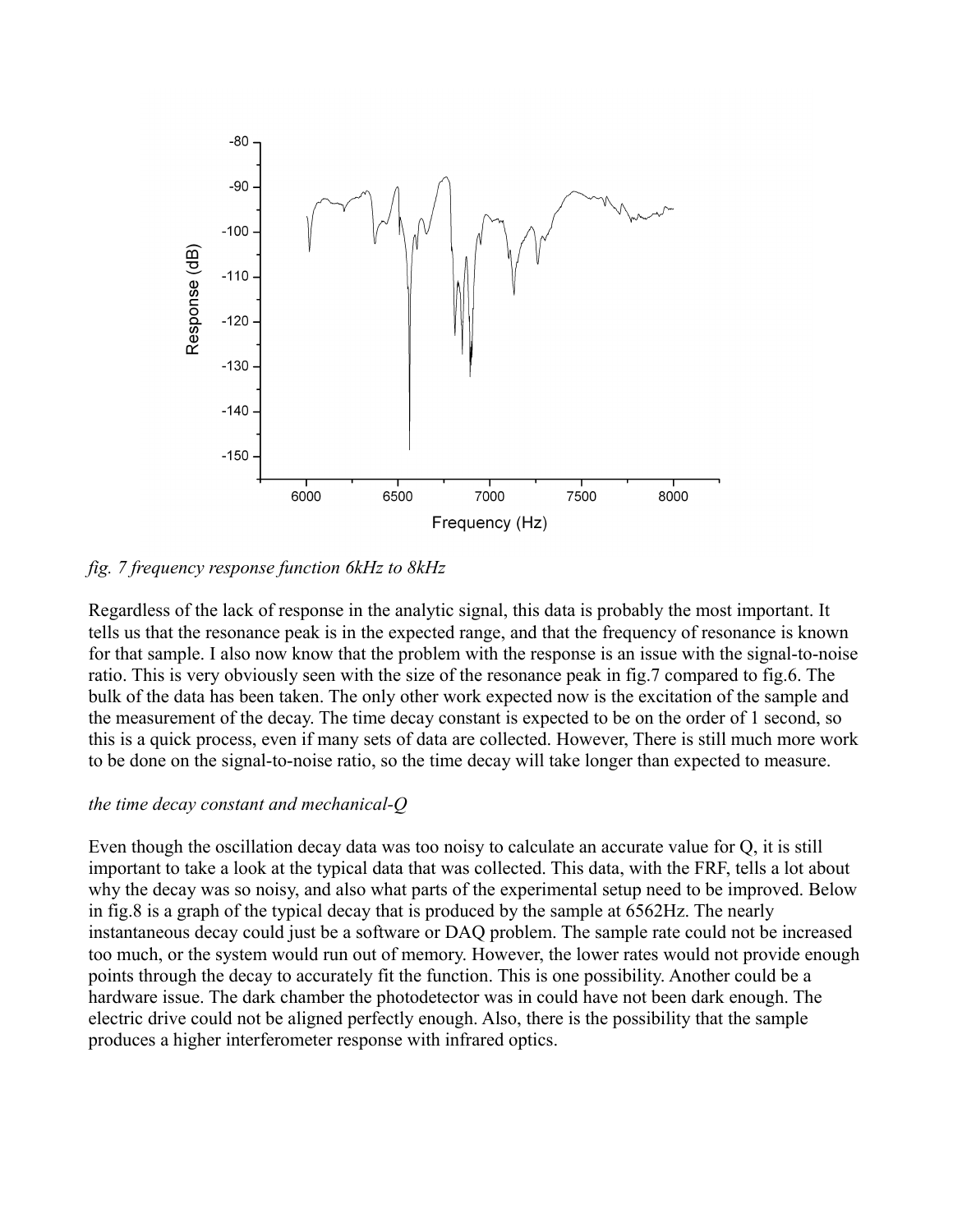*fig. 7 frequency response function 6kHz to 8kHz*

Regardless of the lack of response in the analytic signal, this data is probably the most important. It tells us that the resonance peak is in the expected range, and that the frequency of resonance is known for that sample. I also now know that the problem with the response is an issue with the signal-to-noise ratio. This is very obviously seen with the size of the resonance peak in fig.7 compared to fig.6. The bulk of the data has been taken. The only other work expected now is the excitation of the sample and the measurement of the decay. The time decay constant is expected to be on the order of 1 second, so this is a quick process, even if many sets of data are collected. However, There is still much more work to be done on the signal-to-noise ratio, so the time decay will take longer than expected to measure.

*the time decay constant and mechanical-Q*

Even though the oscillation decay data was too noisy to calculate an accurate value for Q, it is still important to take a look at the typical data that was collected. This data, with the FRF, tells a lot about why the decay was so noisy, and also what parts of the experimental setup need to be improved. Below in fig.8 is a graph of the typical decay that is produced by the sample at 6562Hz. The nearly instantaneous decay could just be a software or DAQ problem. The sample rate could not be increased too much, or the system would run out of memory. However, the lower rates would not provide enough points through the decay to accurately fit the function. This is one possibility. Another could be a hardware issue. The dark chamber the photodetector was in could have not been dark enough. The electric drive could not be aligned perfectly enough. Also, there is the possibility that the sample produces a higher interferometer response with infrared optics.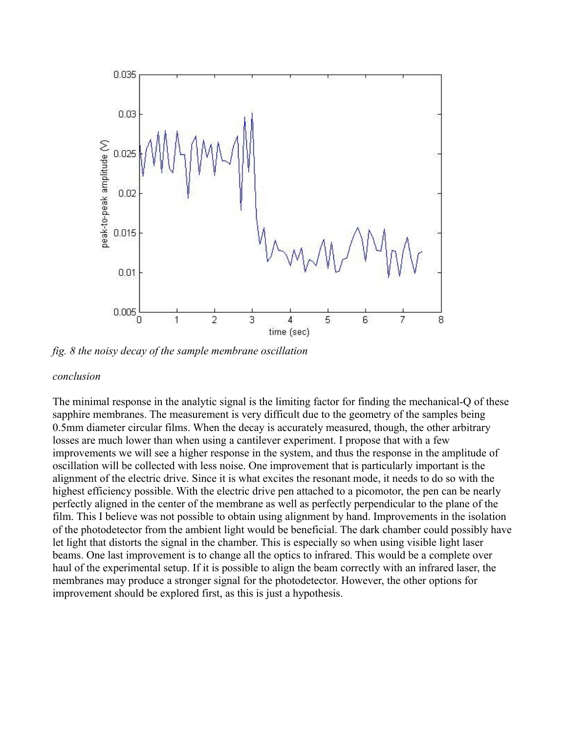*fig. 8 the noisy decay of the sample membrane oscillation*

*conclusion*

The minimal response in the analytic signal is the limiting factor for finding the mechanical-Q of these sapphire membranes. The measurement is very difficult due to the geometry of the samples being 0.5mm diameter circular films. When the decay is accurately measured, though, the other arbitrary losses are much lower than when using a cantilever experiment. I propose that with a few improvements we will see a higher response in the system, and thus the response in the amplitude of oscillation will be collected with less noise. One improvement that is particularly important is the alignment of the electric drive. Since it is what excites the resonant mode, it needs to do so with the highest efficiency possible. With the electric drive pen attached to a picomotor, the pen can be nearly perfectly aligned in the center of the membrane as well as perfectly perpendicular to the plane of the film. This I believe was not possible to obtain using alignment by hand. Improvements in the isolation of the photodetector from the ambient light would be beneficial. The dark chamber could possibly have let light that distorts the signal in the chamber. This is especially so when using visible light laser beams. One last improvement is to change all the optics to infrared. This would be a complete over haul of the experimental setup. If it is possible to align the beam correctly with an infrared laser, the membranes may produce a stronger signal for the photodetector. However, the other options for improvement should be explored first, as this is just a hypothesis.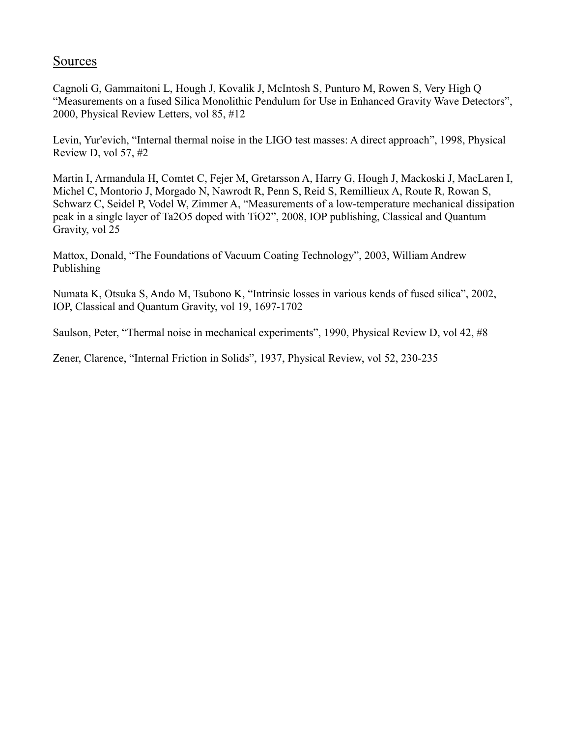## Sources

Cagnoli G, Gammaitoni L, Hough J, Kovalik J, McIntosh S, Punturo M, Rowen S, Very High Q "Measurements on a fused Silica Monolithic Pendulum for Use in Enhanced Gravity Wave Detectors", 2000, Physical Review Letters, vol 85, #12

Levin, Yur'evich, "Internal thermal noise in the LIGO test masses: A direct approach", 1998, Physical Review D, vol 57, #2

Martin I, Armandula H, Comtet C, Fejer M, Gretarsson A, Harry G, Hough J, Mackoski J, MacLaren I, Michel C, Montorio J, Morgado N, Nawrodt R, Penn S, Reid S, Remillieux A, Route R, Rowan S, Schwarz C, Seidel P, Vodel W, Zimmer A, "Measurements of a low-temperature mechanical dissipation peak in a single layer of $Ta_2O_5$ doped with $TiO_2$", 2008, IOP publishing, Classical and Quantum Gravity, vol 25

Mattox, Donald, "The Foundations of Vacuum Coating Technology", 2003, William Andrew Publishing

Numata K, Otsuka S, Ando M, Tsubono K, "Intrinsic losses in various kends of fused silica", 2002, IOP, Classical and Quantum Gravity, vol 19, 1697-1702

Saulson, Peter, "Thermal noise in mechanical experiments", 1990, Physical Review D, vol 42, #8

Zener, Clarence, "Internal Friction in Solids", 1937, Physical Review, vol 52, 230-235